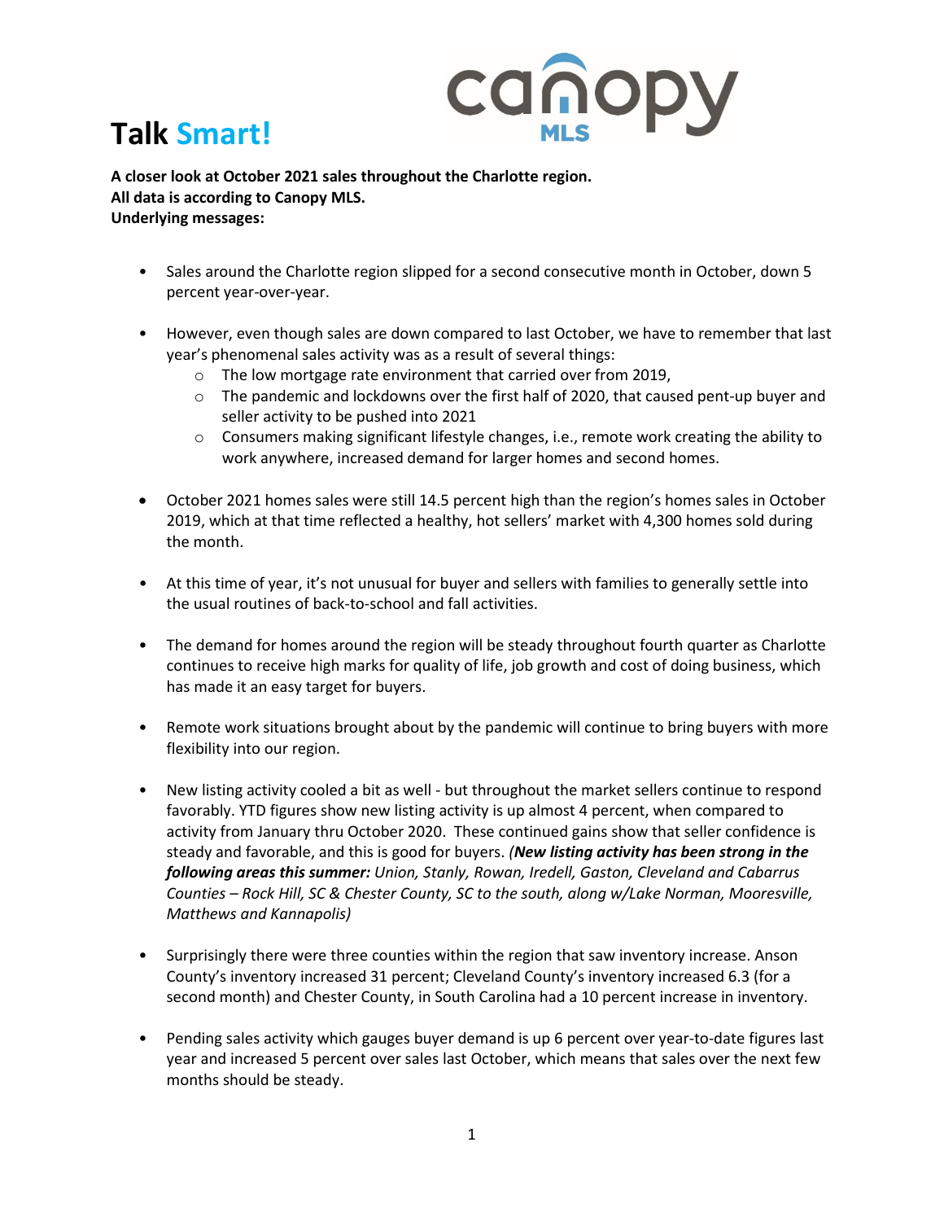# Talk Smart!

canopy MLS

**A closer look at October 2021 sales throughout the Charlotte region.**
**All data is according to Canopy MLS.**
**Underlying messages:**

- Sales around the Charlotte region slipped for a second consecutive month in October, down 5 percent year-over-year.

- However, even though sales are down compared to last October, we have to remember that last year's phenomenal sales activity was as a result of several things:
  - The low mortgage rate environment that carried over from 2019,
  - The pandemic and lockdowns over the first half of 2020, that caused pent-up buyer and seller activity to be pushed into 2021
  - Consumers making significant lifestyle changes, i.e., remote work creating the ability to work anywhere, increased demand for larger homes and second homes.

- October 2021 homes sales were still 14.5 percent high than the region's homes sales in October 2019, which at that time reflected a healthy, hot sellers' market with 4,300 homes sold during the month.

- At this time of year, it's not unusual for buyer and sellers with families to generally settle into the usual routines of back-to-school and fall activities.

- The demand for homes around the region will be steady throughout fourth quarter as Charlotte continues to receive high marks for quality of life, job growth and cost of doing business, which has made it an easy target for buyers.

- Remote work situations brought about by the pandemic will continue to bring buyers with more flexibility into our region.

- New listing activity cooled a bit as well - but throughout the market sellers continue to respond favorably. YTD figures show new listing activity is up almost 4 percent, when compared to activity from January thru October 2020. These continued gains show that seller confidence is steady and favorable, and this is good for buyers. *(**New listing activity has been strong in the following areas this summer:** Union, Stanly, Rowan, Iredell, Gaston, Cleveland and Cabarrus Counties – Rock Hill, SC & Chester County, SC to the south, along w/Lake Norman, Mooresville, Matthews and Kannapolis)*

- Surprisingly there were three counties within the region that saw inventory increase. Anson County's inventory increased 31 percent; Cleveland County's inventory increased 6.3 (for a second month) and Chester County, in South Carolina had a 10 percent increase in inventory.

- Pending sales activity which gauges buyer demand is up 6 percent over year-to-date figures last year and increased 5 percent over sales last October, which means that sales over the next few months should be steady.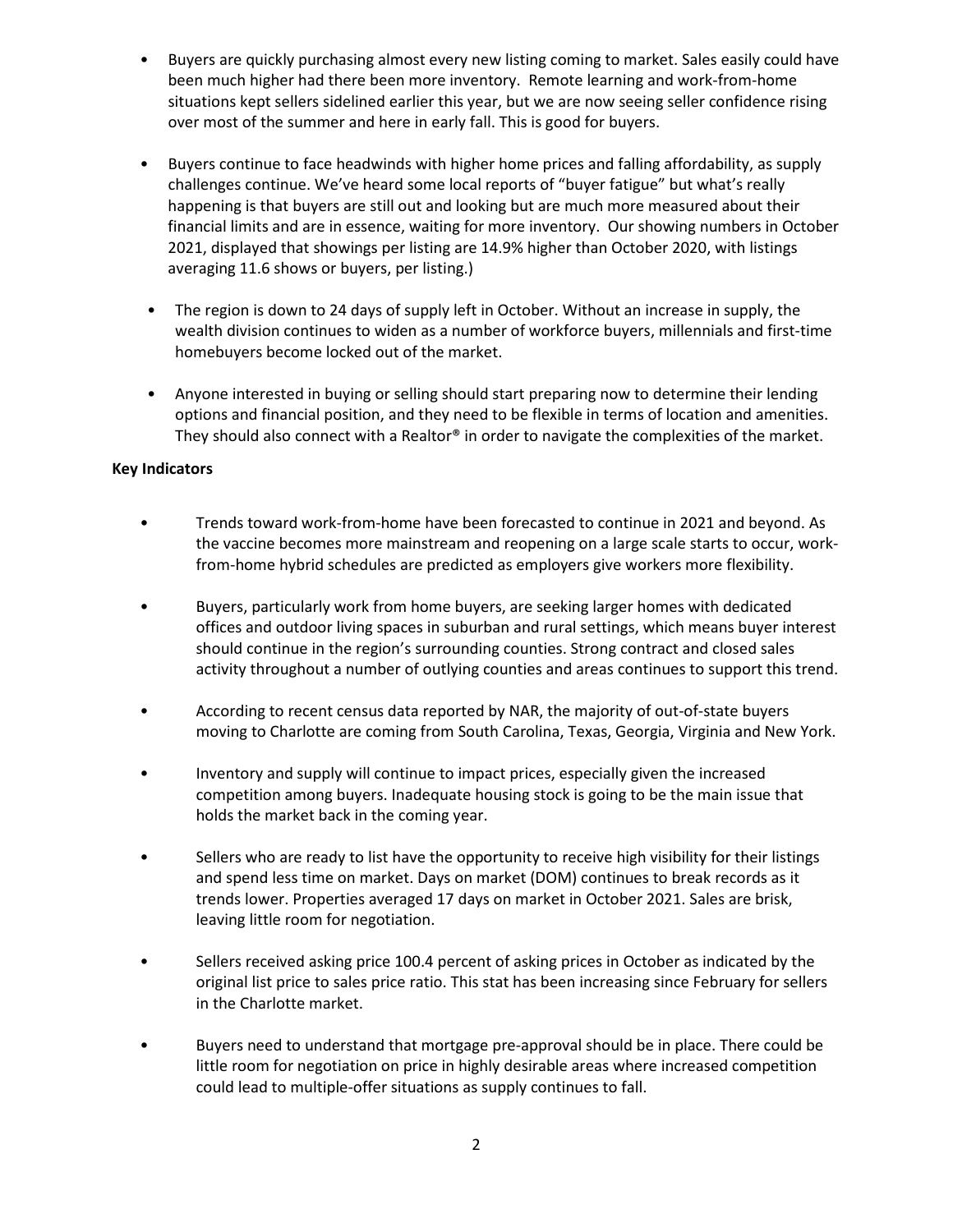- Buyers are quickly purchasing almost every new listing coming to market. Sales easily could have been much higher had there been more inventory. Remote learning and work-from-home situations kept sellers sidelined earlier this year, but we are now seeing seller confidence rising over most of the summer and here in early fall. This is good for buyers.

- Buyers continue to face headwinds with higher home prices and falling affordability, as supply challenges continue. We've heard some local reports of "buyer fatigue" but what's really happening is that buyers are still out and looking but are much more measured about their financial limits and are in essence, waiting for more inventory. Our showing numbers in October 2021, displayed that showings per listing are 14.9% higher than October 2020, with listings averaging 11.6 shows or buyers, per listing.)

- The region is down to 24 days of supply left in October. Without an increase in supply, the wealth division continues to widen as a number of workforce buyers, millennials and first-time homebuyers become locked out of the market.

- Anyone interested in buying or selling should start preparing now to determine their lending options and financial position, and they need to be flexible in terms of location and amenities. They should also connect with a Realtor® in order to navigate the complexities of the market.

**Key Indicators**

- Trends toward work-from-home have been forecasted to continue in 2021 and beyond. As the vaccine becomes more mainstream and reopening on a large scale starts to occur, work-from-home hybrid schedules are predicted as employers give workers more flexibility.

- Buyers, particularly work from home buyers, are seeking larger homes with dedicated offices and outdoor living spaces in suburban and rural settings, which means buyer interest should continue in the region's surrounding counties. Strong contract and closed sales activity throughout a number of outlying counties and areas continues to support this trend.

- According to recent census data reported by NAR, the majority of out-of-state buyers moving to Charlotte are coming from South Carolina, Texas, Georgia, Virginia and New York.

- Inventory and supply will continue to impact prices, especially given the increased competition among buyers. Inadequate housing stock is going to be the main issue that holds the market back in the coming year.

- Sellers who are ready to list have the opportunity to receive high visibility for their listings and spend less time on market. Days on market (DOM) continues to break records as it trends lower. Properties averaged 17 days on market in October 2021. Sales are brisk, leaving little room for negotiation.

- Sellers received asking price 100.4 percent of asking prices in October as indicated by the original list price to sales price ratio. This stat has been increasing since February for sellers in the Charlotte market.

- Buyers need to understand that mortgage pre-approval should be in place. There could be little room for negotiation on price in highly desirable areas where increased competition could lead to multiple-offer situations as supply continues to fall.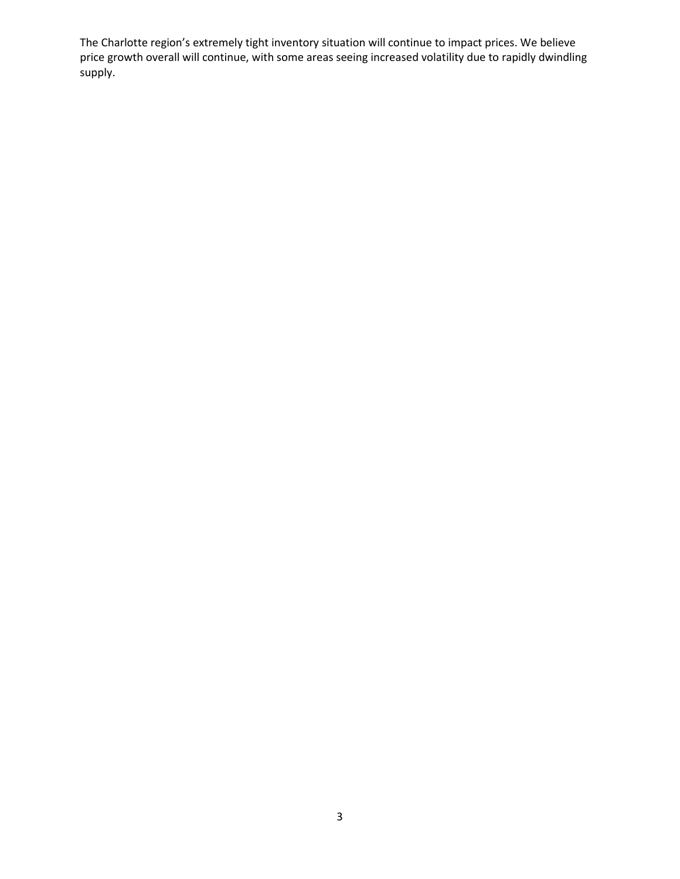The Charlotte region's extremely tight inventory situation will continue to impact prices. We believe price growth overall will continue, with some areas seeing increased volatility due to rapidly dwindling supply.